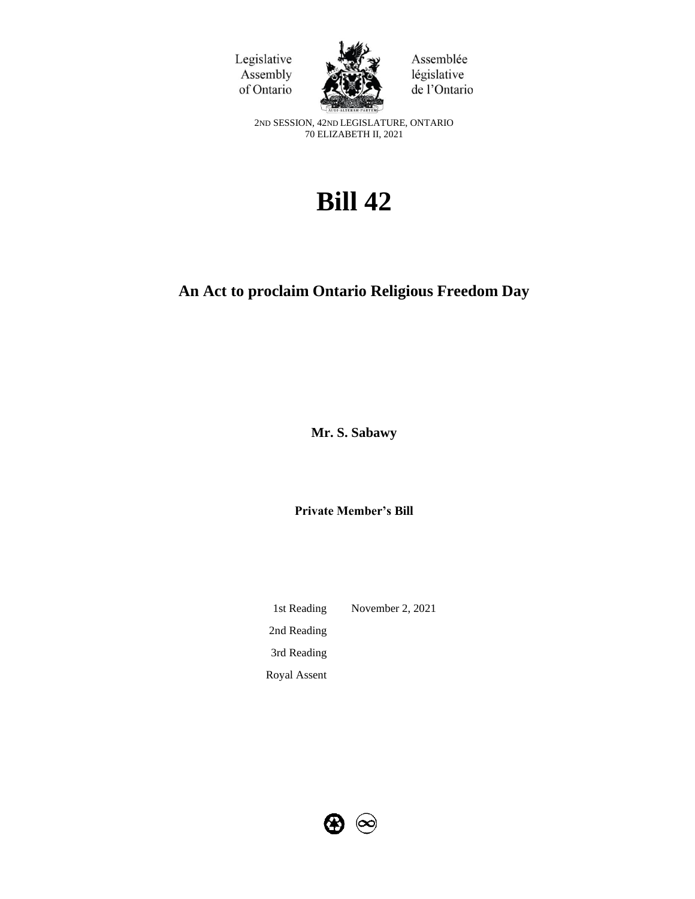Legislative Assembly of Ontario

Assemblée législative de l'Ontario

2ND SESSION, 42ND LEGISLATURE, ONTARIO
70 ELIZABETH II, 2021

# Bill 42

## An Act to proclaim Ontario Religious Freedom Day

**Mr. S. Sabawy**

**Private Member's Bill**

| | |
|---|---|
| 1st Reading | November 2, 2021 |
| 2nd Reading | |
| 3rd Reading | |
| Royal Assent | |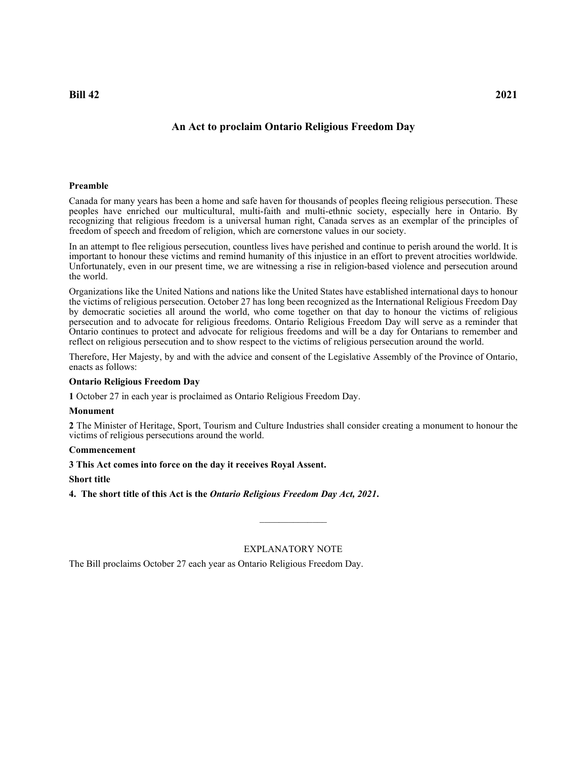**Bill 42** **2021**

# An Act to proclaim Ontario Religious Freedom Day

**Preamble**

Canada for many years has been a home and safe haven for thousands of peoples fleeing religious persecution. These peoples have enriched our multicultural, multi-faith and multi-ethnic society, especially here in Ontario. By recognizing that religious freedom is a universal human right, Canada serves as an exemplar of the principles of freedom of speech and freedom of religion, which are cornerstone values in our society.

In an attempt to flee religious persecution, countless lives have perished and continue to perish around the world. It is important to honour these victims and remind humanity of this injustice in an effort to prevent atrocities worldwide. Unfortunately, even in our present time, we are witnessing a rise in religion-based violence and persecution around the world.

Organizations like the United Nations and nations like the United States have established international days to honour the victims of religious persecution. October 27 has long been recognized as the International Religious Freedom Day by democratic societies all around the world, who come together on that day to honour the victims of religious persecution and to advocate for religious freedoms. Ontario Religious Freedom Day will serve as a reminder that Ontario continues to protect and advocate for religious freedoms and will be a day for Ontarians to remember and reflect on religious persecution and to show respect to the victims of religious persecution around the world.

Therefore, Her Majesty, by and with the advice and consent of the Legislative Assembly of the Province of Ontario, enacts as follows:

**Ontario Religious Freedom Day**

**1** October 27 in each year is proclaimed as Ontario Religious Freedom Day.

**Monument**

**2** The Minister of Heritage, Sport, Tourism and Culture Industries shall consider creating a monument to honour the victims of religious persecutions around the world.

**Commencement**

**3 This Act comes into force on the day it receives Royal Assent.**

**Short title**

**4. The short title of this Act is the *Ontario Religious Freedom Day Act, 2021*.**

---

EXPLANATORY NOTE

The Bill proclaims October 27 each year as Ontario Religious Freedom Day.